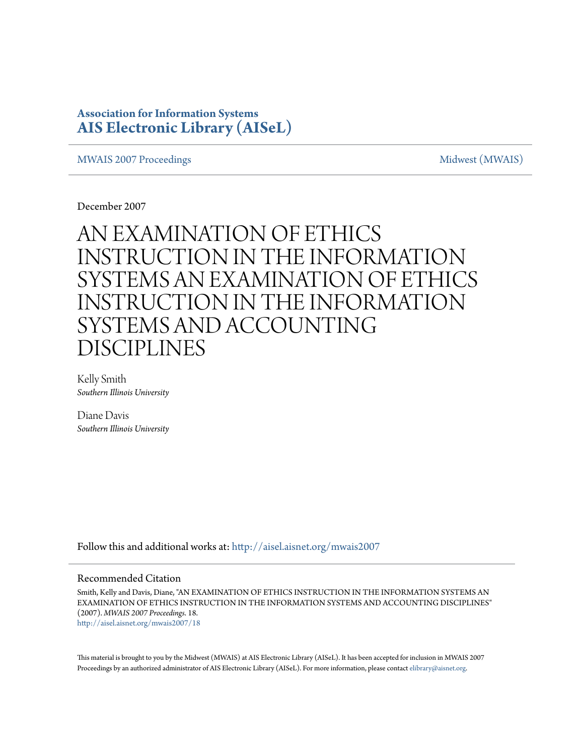**Association for Information Systems**
**AIS Electronic Library (AISeL)**

MWAIS 2007 Proceedings | Midwest (MWAIS)

December 2007

# AN EXAMINATION OF ETHICS INSTRUCTION IN THE INFORMATION SYSTEMS AN EXAMINATION OF ETHICS INSTRUCTION IN THE INFORMATION SYSTEMS AND ACCOUNTING DISCIPLINES

Kelly Smith
*Southern Illinois University*

Diane Davis
*Southern Illinois University*

Follow this and additional works at: http://aisel.aisnet.org/mwais2007

## Recommended Citation

Smith, Kelly and Davis, Diane, "AN EXAMINATION OF ETHICS INSTRUCTION IN THE INFORMATION SYSTEMS AN EXAMINATION OF ETHICS INSTRUCTION IN THE INFORMATION SYSTEMS AND ACCOUNTING DISCIPLINES" (2007). *MWAIS 2007 Proceedings*. 18.
http://aisel.aisnet.org/mwais2007/18

This material is brought to you by the Midwest (MWAIS) at AIS Electronic Library (AISeL). It has been accepted for inclusion in MWAIS 2007 Proceedings by an authorized administrator of AIS Electronic Library (AISeL). For more information, please contact elibrary@aisnet.org.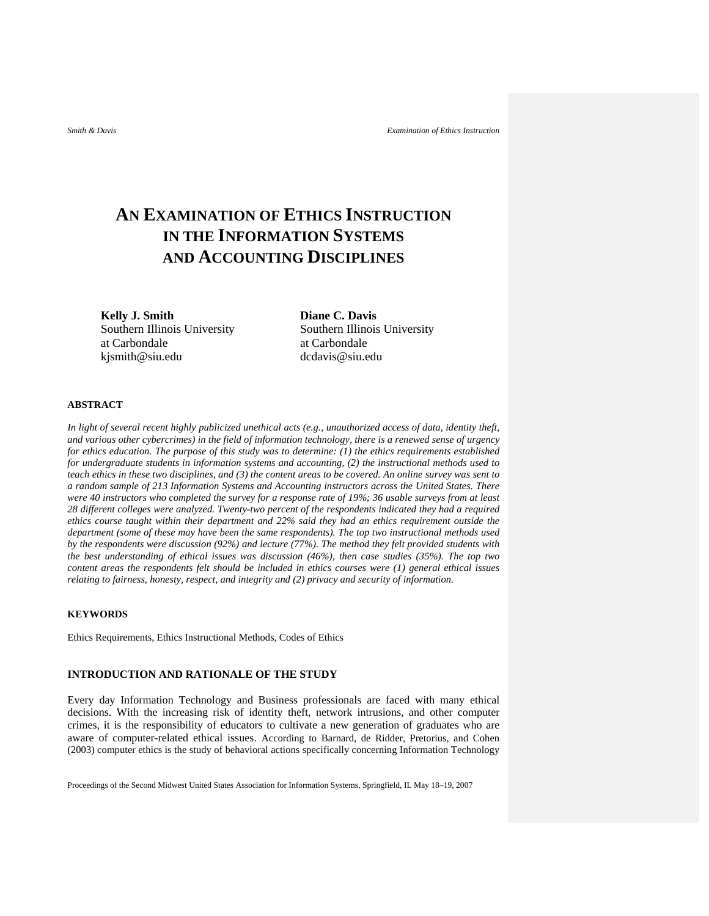# AN EXAMINATION OF ETHICS INSTRUCTION IN THE INFORMATION SYSTEMS AND ACCOUNTING DISCIPLINES

**Kelly J. Smith**
Southern Illinois University
at Carbondale
kjsmith@siu.edu

**Diane C. Davis**
Southern Illinois University
at Carbondale
dcdavis@siu.edu

## ABSTRACT

*In light of several recent highly publicized unethical acts (e.g., unauthorized access of data, identity theft, and various other cybercrimes) in the field of information technology, there is a renewed sense of urgency for ethics education. The purpose of this study was to determine: (1) the ethics requirements established for undergraduate students in information systems and accounting, (2) the instructional methods used to teach ethics in these two disciplines, and (3) the content areas to be covered. An online survey was sent to a random sample of 213 Information Systems and Accounting instructors across the United States. There were 40 instructors who completed the survey for a response rate of 19%; 36 usable surveys from at least 28 different colleges were analyzed. Twenty-two percent of the respondents indicated they had a required ethics course taught within their department and 22% said they had an ethics requirement outside the department (some of these may have been the same respondents). The top two instructional methods used by the respondents were discussion (92%) and lecture (77%). The method they felt provided students with the best understanding of ethical issues was discussion (46%), then case studies (35%). The top two content areas the respondents felt should be included in ethics courses were (1) general ethical issues relating to fairness, honesty, respect, and integrity and (2) privacy and security of information.*

## KEYWORDS

Ethics Requirements, Ethics Instructional Methods, Codes of Ethics

## INTRODUCTION AND RATIONALE OF THE STUDY

Every day Information Technology and Business professionals are faced with many ethical decisions. With the increasing risk of identity theft, network intrusions, and other computer crimes, it is the responsibility of educators to cultivate a new generation of graduates who are aware of computer-related ethical issues. According to Barnard, de Ridder, Pretorius, and Cohen (2003) computer ethics is the study of behavioral actions specifically concerning Information Technology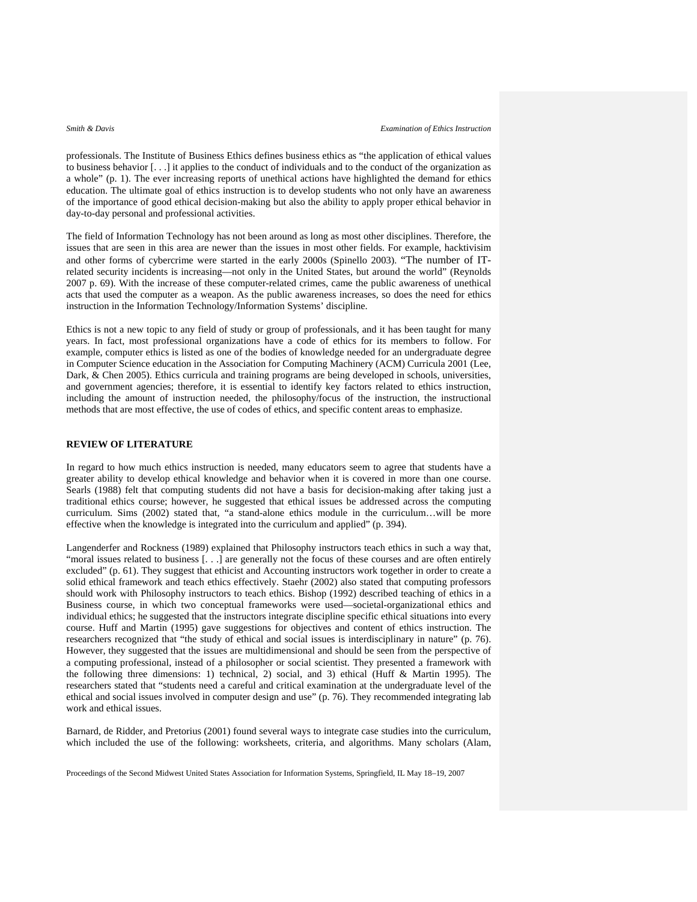professionals. The Institute of Business Ethics defines business ethics as "the application of ethical values to business behavior [. . .] it applies to the conduct of individuals and to the conduct of the organization as a whole" (p. 1). The ever increasing reports of unethical actions have highlighted the demand for ethics education. The ultimate goal of ethics instruction is to develop students who not only have an awareness of the importance of good ethical decision-making but also the ability to apply proper ethical behavior in day-to-day personal and professional activities.

The field of Information Technology has not been around as long as most other disciplines. Therefore, the issues that are seen in this area are newer than the issues in most other fields. For example, hacktivisim and other forms of cybercrime were started in the early 2000s (Spinello 2003). "The number of IT-related security incidents is increasing—not only in the United States, but around the world" (Reynolds 2007 p. 69). With the increase of these computer-related crimes, came the public awareness of unethical acts that used the computer as a weapon. As the public awareness increases, so does the need for ethics instruction in the Information Technology/Information Systems' discipline.

Ethics is not a new topic to any field of study or group of professionals, and it has been taught for many years. In fact, most professional organizations have a code of ethics for its members to follow. For example, computer ethics is listed as one of the bodies of knowledge needed for an undergraduate degree in Computer Science education in the Association for Computing Machinery (ACM) Curricula 2001 (Lee, Dark, & Chen 2005). Ethics curricula and training programs are being developed in schools, universities, and government agencies; therefore, it is essential to identify key factors related to ethics instruction, including the amount of instruction needed, the philosophy/focus of the instruction, the instructional methods that are most effective, the use of codes of ethics, and specific content areas to emphasize.

## REVIEW OF LITERATURE

In regard to how much ethics instruction is needed, many educators seem to agree that students have a greater ability to develop ethical knowledge and behavior when it is covered in more than one course. Searls (1988) felt that computing students did not have a basis for decision-making after taking just a traditional ethics course; however, he suggested that ethical issues be addressed across the computing curriculum. Sims (2002) stated that, "a stand-alone ethics module in the curriculum…will be more effective when the knowledge is integrated into the curriculum and applied" (p. 394).

Langenderfer and Rockness (1989) explained that Philosophy instructors teach ethics in such a way that, "moral issues related to business [. . .] are generally not the focus of these courses and are often entirely excluded" (p. 61). They suggest that ethicist and Accounting instructors work together in order to create a solid ethical framework and teach ethics effectively. Staehr (2002) also stated that computing professors should work with Philosophy instructors to teach ethics. Bishop (1992) described teaching of ethics in a Business course, in which two conceptual frameworks were used—societal-organizational ethics and individual ethics; he suggested that the instructors integrate discipline specific ethical situations into every course. Huff and Martin (1995) gave suggestions for objectives and content of ethics instruction. The researchers recognized that "the study of ethical and social issues is interdisciplinary in nature" (p. 76). However, they suggested that the issues are multidimensional and should be seen from the perspective of a computing professional, instead of a philosopher or social scientist. They presented a framework with the following three dimensions: 1) technical, 2) social, and 3) ethical (Huff & Martin 1995). The researchers stated that "students need a careful and critical examination at the undergraduate level of the ethical and social issues involved in computer design and use" (p. 76). They recommended integrating lab work and ethical issues.

Barnard, de Ridder, and Pretorius (2001) found several ways to integrate case studies into the curriculum, which included the use of the following: worksheets, criteria, and algorithms. Many scholars (Alam,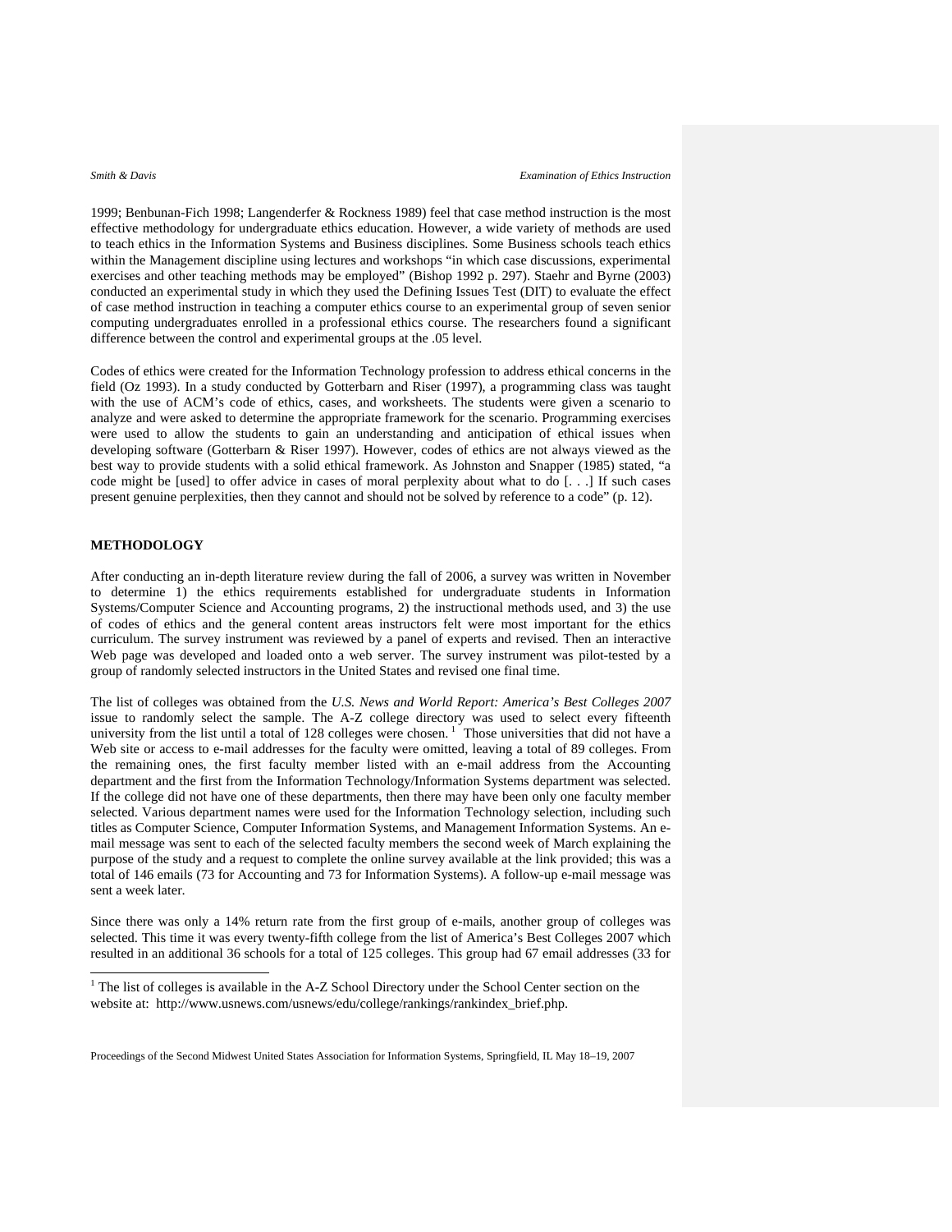1999; Benbunan-Fich 1998; Langenderfer & Rockness 1989) feel that case method instruction is the most effective methodology for undergraduate ethics education. However, a wide variety of methods are used to teach ethics in the Information Systems and Business disciplines. Some Business schools teach ethics within the Management discipline using lectures and workshops "in which case discussions, experimental exercises and other teaching methods may be employed" (Bishop 1992 p. 297). Staehr and Byrne (2003) conducted an experimental study in which they used the Defining Issues Test (DIT) to evaluate the effect of case method instruction in teaching a computer ethics course to an experimental group of seven senior computing undergraduates enrolled in a professional ethics course. The researchers found a significant difference between the control and experimental groups at the .05 level.

Codes of ethics were created for the Information Technology profession to address ethical concerns in the field (Oz 1993). In a study conducted by Gotterbarn and Riser (1997), a programming class was taught with the use of ACM's code of ethics, cases, and worksheets. The students were given a scenario to analyze and were asked to determine the appropriate framework for the scenario. Programming exercises were used to allow the students to gain an understanding and anticipation of ethical issues when developing software (Gotterbarn & Riser 1997). However, codes of ethics are not always viewed as the best way to provide students with a solid ethical framework. As Johnston and Snapper (1985) stated, "a code might be [used] to offer advice in cases of moral perplexity about what to do [. . .] If such cases present genuine perplexities, then they cannot and should not be solved by reference to a code" (p. 12).

## METHODOLOGY

After conducting an in-depth literature review during the fall of 2006, a survey was written in November to determine 1) the ethics requirements established for undergraduate students in Information Systems/Computer Science and Accounting programs, 2) the instructional methods used, and 3) the use of codes of ethics and the general content areas instructors felt were most important for the ethics curriculum. The survey instrument was reviewed by a panel of experts and revised. Then an interactive Web page was developed and loaded onto a web server. The survey instrument was pilot-tested by a group of randomly selected instructors in the United States and revised one final time.

The list of colleges was obtained from the *U.S. News and World Report: America's Best Colleges 2007* issue to randomly select the sample. The A-Z college directory was used to select every fifteenth university from the list until a total of 128 colleges were chosen. [1] Those universities that did not have a Web site or access to e-mail addresses for the faculty were omitted, leaving a total of 89 colleges. From the remaining ones, the first faculty member listed with an e-mail address from the Accounting department and the first from the Information Technology/Information Systems department was selected. If the college did not have one of these departments, then there may have been only one faculty member selected. Various department names were used for the Information Technology selection, including such titles as Computer Science, Computer Information Systems, and Management Information Systems. An e-mail message was sent to each of the selected faculty members the second week of March explaining the purpose of the study and a request to complete the online survey available at the link provided; this was a total of 146 emails (73 for Accounting and 73 for Information Systems). A follow-up e-mail message was sent a week later.

Since there was only a 14% return rate from the first group of e-mails, another group of colleges was selected. This time it was every twenty-fifth college from the list of America's Best Colleges 2007 which resulted in an additional 36 schools for a total of 125 colleges. This group had 67 email addresses (33 for

[1] The list of colleges is available in the A-Z School Directory under the School Center section on the website at: http://www.usnews.com/usnews/edu/college/rankings/rankindex_brief.php.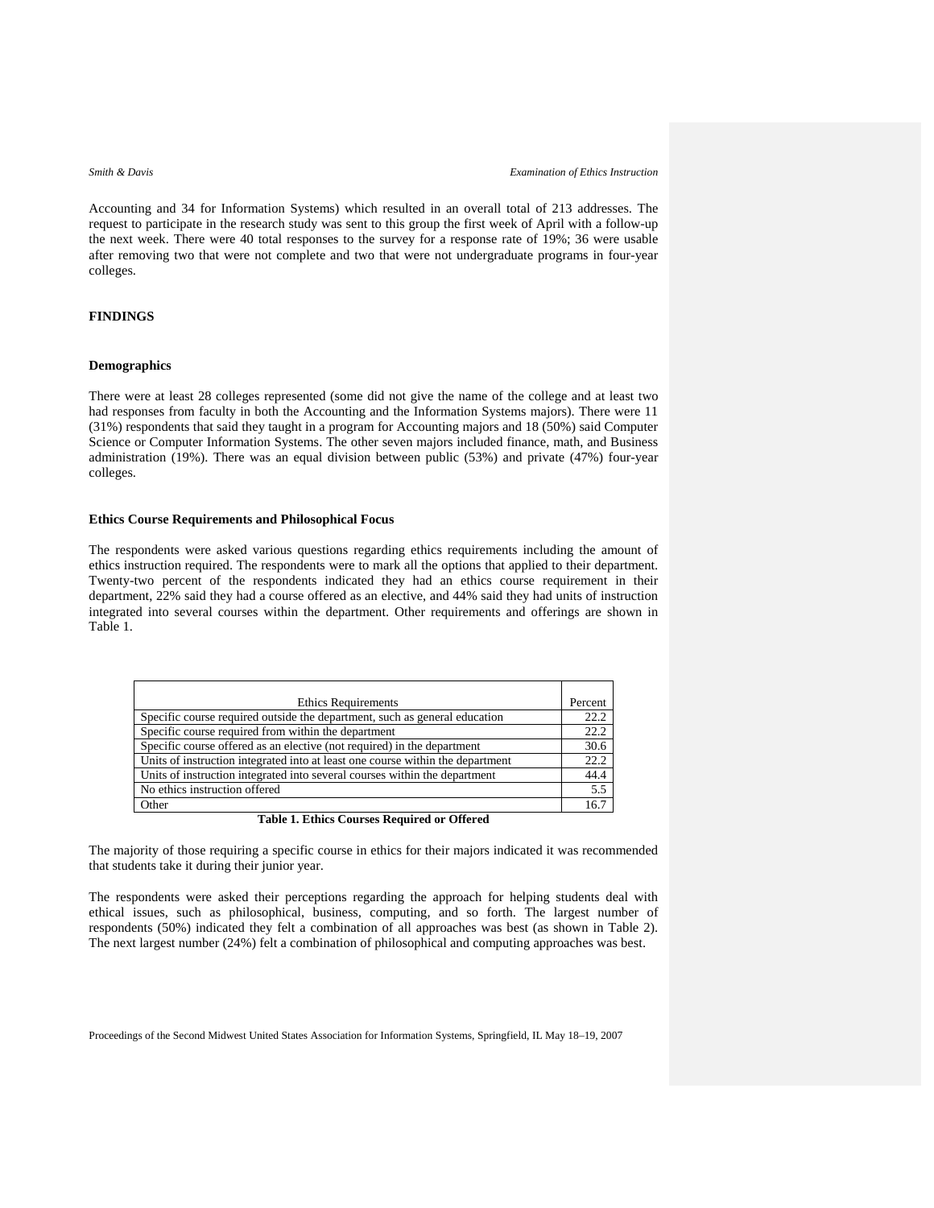Accounting and 34 for Information Systems) which resulted in an overall total of 213 addresses. The request to participate in the research study was sent to this group the first week of April with a follow-up the next week. There were 40 total responses to the survey for a response rate of 19%; 36 were usable after removing two that were not complete and two that were not undergraduate programs in four-year colleges.

## FINDINGS

### Demographics

There were at least 28 colleges represented (some did not give the name of the college and at least two had responses from faculty in both the Accounting and the Information Systems majors). There were 11 (31%) respondents that said they taught in a program for Accounting majors and 18 (50%) said Computer Science or Computer Information Systems. The other seven majors included finance, math, and Business administration (19%). There was an equal division between public (53%) and private (47%) four-year colleges.

### Ethics Course Requirements and Philosophical Focus

The respondents were asked various questions regarding ethics requirements including the amount of ethics instruction required. The respondents were to mark all the options that applied to their department. Twenty-two percent of the respondents indicated they had an ethics course requirement in their department, 22% said they had a course offered as an elective, and 44% said they had units of instruction integrated into several courses within the department. Other requirements and offerings are shown in Table 1.

| Ethics Requirements | Percent |
|---|---|
| Specific course required outside the department, such as general education | 22.2 |
| Specific course required from within the department | 22.2 |
| Specific course offered as an elective (not required) in the department | 30.6 |
| Units of instruction integrated into at least one course within the department | 22.2 |
| Units of instruction integrated into several courses within the department | 44.4 |
| No ethics instruction offered | 5.5 |
| Other | 16.7 |

**Table 1. Ethics Courses Required or Offered**

The majority of those requiring a specific course in ethics for their majors indicated it was recommended that students take it during their junior year.

The respondents were asked their perceptions regarding the approach for helping students deal with ethical issues, such as philosophical, business, computing, and so forth. The largest number of respondents (50%) indicated they felt a combination of all approaches was best (as shown in Table 2). The next largest number (24%) felt a combination of philosophical and computing approaches was best.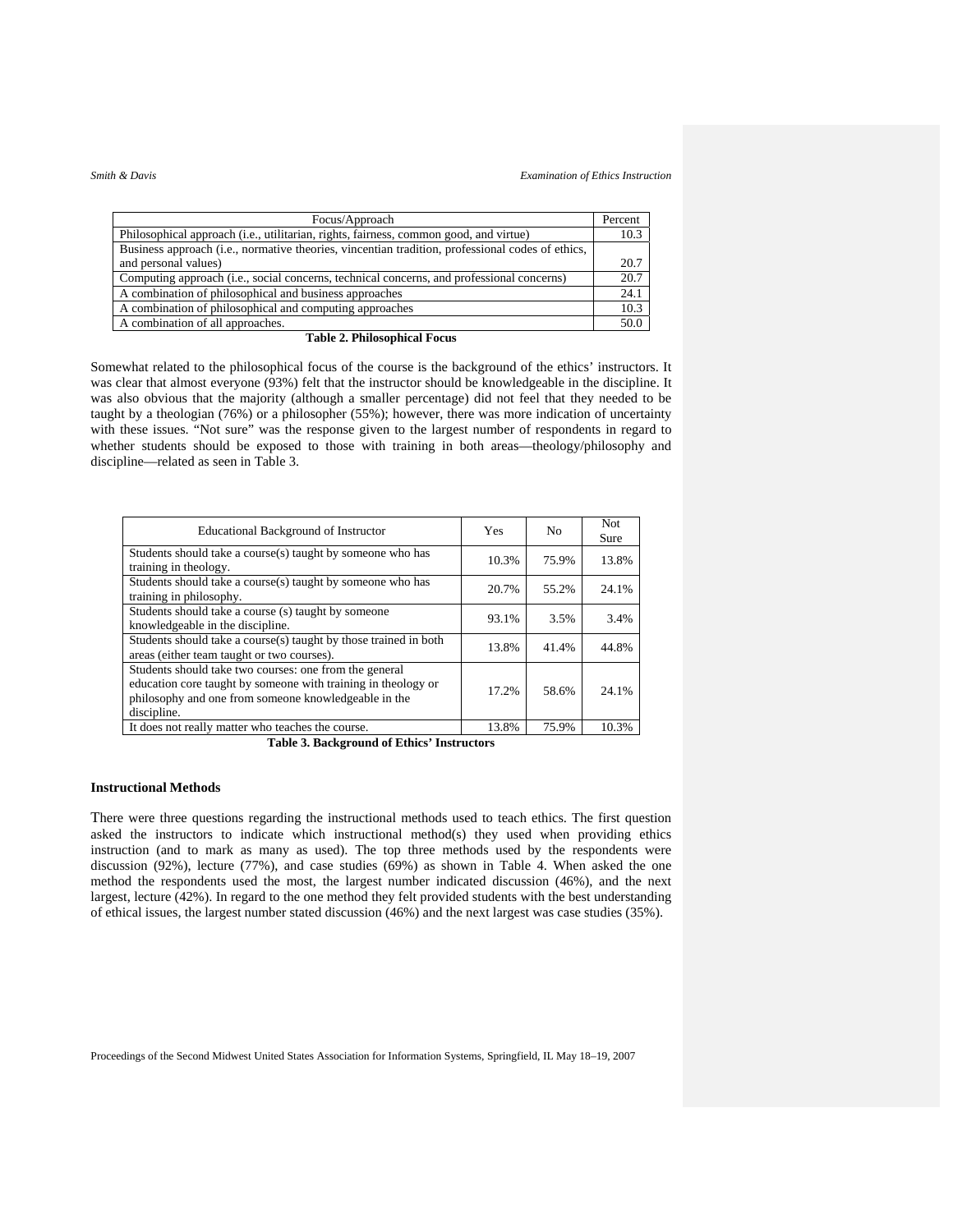| Focus/Approach | Percent |
| --- | --- |
| Philosophical approach (i.e., utilitarian, rights, fairness, common good, and virtue) | 10.3 |
| Business approach (i.e., normative theories, vincentian tradition, professional codes of ethics, and personal values) | 20.7 |
| Computing approach (i.e., social concerns, technical concerns, and professional concerns) | 20.7 |
| A combination of philosophical and business approaches | 24.1 |
| A combination of philosophical and computing approaches | 10.3 |
| A combination of all approaches. | 50.0 |

**Table 2. Philosophical Focus**

Somewhat related to the philosophical focus of the course is the background of the ethics' instructors. It was clear that almost everyone (93%) felt that the instructor should be knowledgeable in the discipline. It was also obvious that the majority (although a smaller percentage) did not feel that they needed to be taught by a theologian (76%) or a philosopher (55%); however, there was more indication of uncertainty with these issues. "Not sure" was the response given to the largest number of respondents in regard to whether students should be exposed to those with training in both areas—theology/philosophy and discipline—related as seen in Table 3.

| Educational Background of Instructor | Yes | No | Not Sure |
| --- | --- | --- | --- |
| Students should take a course(s) taught by someone who has training in theology. | 10.3% | 75.9% | 13.8% |
| Students should take a course(s) taught by someone who has training in philosophy. | 20.7% | 55.2% | 24.1% |
| Students should take a course (s) taught by someone knowledgeable in the discipline. | 93.1% | 3.5% | 3.4% |
| Students should take a course(s) taught by those trained in both areas (either team taught or two courses). | 13.8% | 41.4% | 44.8% |
| Students should take two courses: one from the general education core taught by someone with training in theology or philosophy and one from someone knowledgeable in the discipline. | 17.2% | 58.6% | 24.1% |
| It does not really matter who teaches the course. | 13.8% | 75.9% | 10.3% |

**Table 3. Background of Ethics' Instructors**

**Instructional Methods**

There were three questions regarding the instructional methods used to teach ethics. The first question asked the instructors to indicate which instructional method(s) they used when providing ethics instruction (and to mark as many as used). The top three methods used by the respondents were discussion (92%), lecture (77%), and case studies (69%) as shown in Table 4. When asked the one method the respondents used the most, the largest number indicated discussion (46%), and the next largest, lecture (42%). In regard to the one method they felt provided students with the best understanding of ethical issues, the largest number stated discussion (46%) and the next largest was case studies (35%).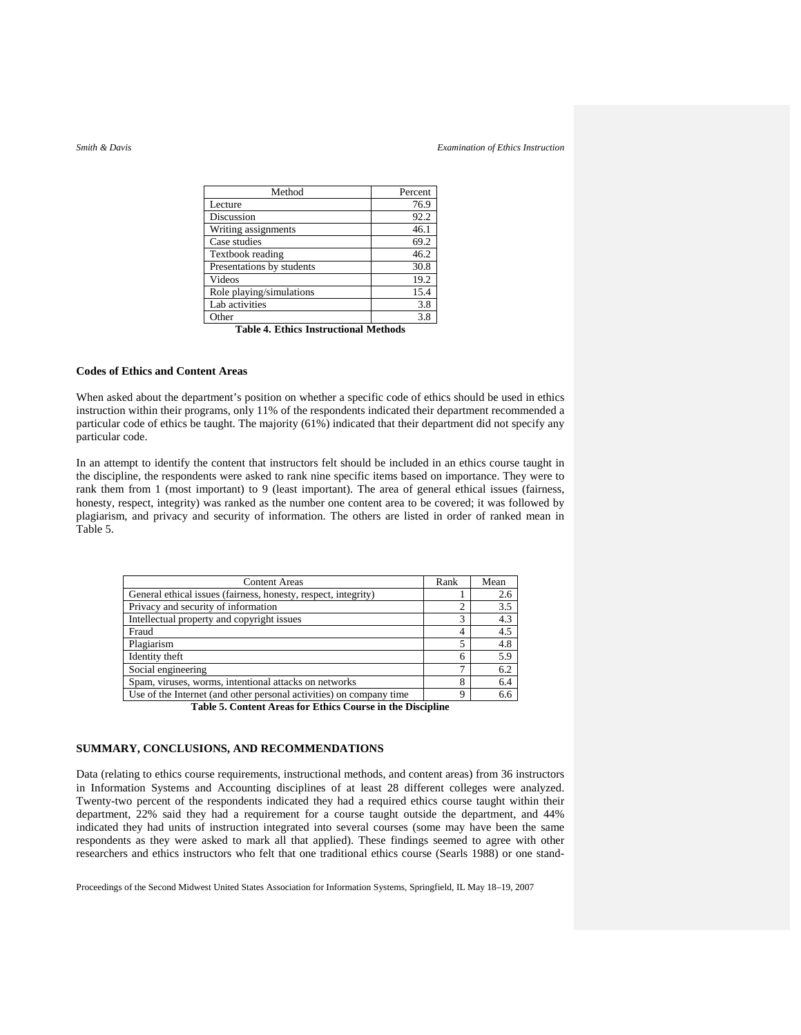| Method | Percent |
|---|---|
| Lecture | 76.9 |
| Discussion | 92.2 |
| Writing assignments | 46.1 |
| Case studies | 69.2 |
| Textbook reading | 46.2 |
| Presentations by students | 30.8 |
| Videos | 19.2 |
| Role playing/simulations | 15.4 |
| Lab activities | 3.8 |
| Other | 3.8 |

**Table 4. Ethics Instructional Methods**

### Codes of Ethics and Content Areas

When asked about the department's position on whether a specific code of ethics should be used in ethics instruction within their programs, only 11% of the respondents indicated their department recommended a particular code of ethics be taught. The majority (61%) indicated that their department did not specify any particular code.

In an attempt to identify the content that instructors felt should be included in an ethics course taught in the discipline, the respondents were asked to rank nine specific items based on importance. They were to rank them from 1 (most important) to 9 (least important). The area of general ethical issues (fairness, honesty, respect, integrity) was ranked as the number one content area to be covered; it was followed by plagiarism, and privacy and security of information. The others are listed in order of ranked mean in Table 5.

| Content Areas | Rank | Mean |
|---|---|---|
| General ethical issues (fairness, honesty, respect, integrity) | 1 | 2.6 |
| Privacy and security of information | 2 | 3.5 |
| Intellectual property and copyright issues | 3 | 4.3 |
| Fraud | 4 | 4.5 |
| Plagiarism | 5 | 4.8 |
| Identity theft | 6 | 5.9 |
| Social engineering | 7 | 6.2 |
| Spam, viruses, worms, intentional attacks on networks | 8 | 6.4 |
| Use of the Internet (and other personal activities) on company time | 9 | 6.6 |

**Table 5. Content Areas for Ethics Course in the Discipline**

## SUMMARY, CONCLUSIONS, AND RECOMMENDATIONS

Data (relating to ethics course requirements, instructional methods, and content areas) from 36 instructors in Information Systems and Accounting disciplines of at least 28 different colleges were analyzed. Twenty-two percent of the respondents indicated they had a required ethics course taught within their department, 22% said they had a requirement for a course taught outside the department, and 44% indicated they had units of instruction integrated into several courses (some may have been the same respondents as they were asked to mark all that applied). These findings seemed to agree with other researchers and ethics instructors who felt that one traditional ethics course (Searls 1988) or one stand-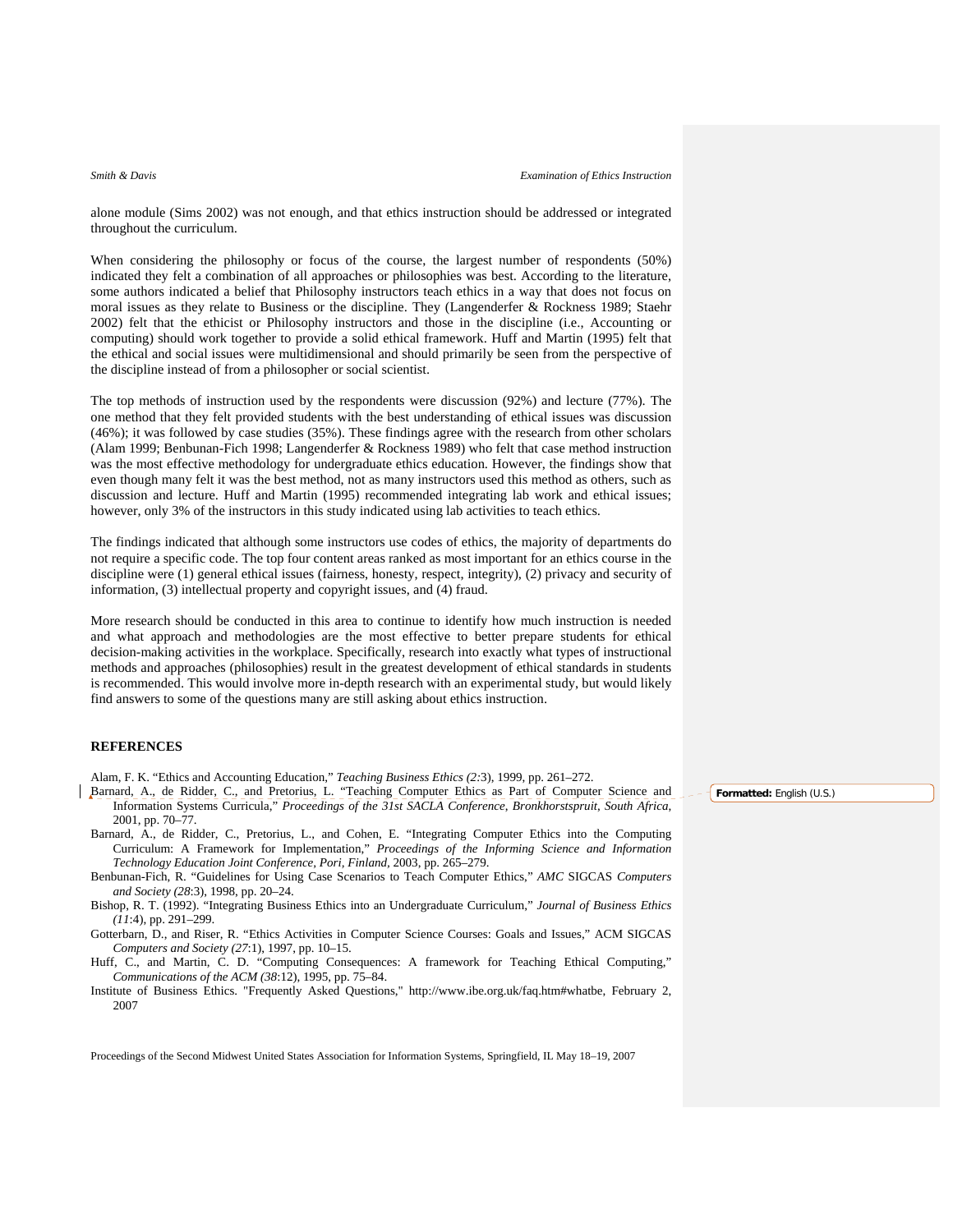alone module (Sims 2002) was not enough, and that ethics instruction should be addressed or integrated throughout the curriculum.

When considering the philosophy or focus of the course, the largest number of respondents (50%) indicated they felt a combination of all approaches or philosophies was best. According to the literature, some authors indicated a belief that Philosophy instructors teach ethics in a way that does not focus on moral issues as they relate to Business or the discipline. They (Langenderfer & Rockness 1989; Staehr 2002) felt that the ethicist or Philosophy instructors and those in the discipline (i.e., Accounting or computing) should work together to provide a solid ethical framework. Huff and Martin (1995) felt that the ethical and social issues were multidimensional and should primarily be seen from the perspective of the discipline instead of from a philosopher or social scientist.

The top methods of instruction used by the respondents were discussion (92%) and lecture (77%). The one method that they felt provided students with the best understanding of ethical issues was discussion (46%); it was followed by case studies (35%). These findings agree with the research from other scholars (Alam 1999; Benbunan-Fich 1998; Langenderfer & Rockness 1989) who felt that case method instruction was the most effective methodology for undergraduate ethics education. However, the findings show that even though many felt it was the best method, not as many instructors used this method as others, such as discussion and lecture. Huff and Martin (1995) recommended integrating lab work and ethical issues; however, only 3% of the instructors in this study indicated using lab activities to teach ethics.

The findings indicated that although some instructors use codes of ethics, the majority of departments do not require a specific code. The top four content areas ranked as most important for an ethics course in the discipline were (1) general ethical issues (fairness, honesty, respect, integrity), (2) privacy and security of information, (3) intellectual property and copyright issues, and (4) fraud.

More research should be conducted in this area to continue to identify how much instruction is needed and what approach and methodologies are the most effective to better prepare students for ethical decision-making activities in the workplace. Specifically, research into exactly what types of instructional methods and approaches (philosophies) result in the greatest development of ethical standards in students is recommended. This would involve more in-depth research with an experimental study, but would likely find answers to some of the questions many are still asking about ethics instruction.

## REFERENCES

Alam, F. K. "Ethics and Accounting Education," *Teaching Business Ethics (2:*3), 1999, pp. 261–272.

Barnard, A., de Ridder, C., and Pretorius, L. "Teaching Computer Ethics as Part of Computer Science and Information Systems Curricula," *Proceedings of the 31st SACLA Conference, Bronkhorstspruit, South Africa*, 2001, pp. 70–77.

Barnard, A., de Ridder, C., Pretorius, L., and Cohen, E. "Integrating Computer Ethics into the Computing Curriculum: A Framework for Implementation," *Proceedings of the Informing Science and Information Technology Education Joint Conference, Pori, Finland*, 2003, pp. 265–279.

Benbunan-Fich, R. "Guidelines for Using Case Scenarios to Teach Computer Ethics," *AMC* SIGCAS *Computers and Society (28*:3), 1998, pp. 20–24.

Bishop, R. T. (1992). "Integrating Business Ethics into an Undergraduate Curriculum," *Journal of Business Ethics (11*:4), pp. 291–299.

Gotterbarn, D., and Riser, R. "Ethics Activities in Computer Science Courses: Goals and Issues," ACM SIGCAS *Computers and Society (27*:1), 1997, pp. 10–15.

Huff, C., and Martin, C. D. "Computing Consequences: A framework for Teaching Ethical Computing," *Communications of the ACM (38*:12), 1995, pp. 75–84.

Institute of Business Ethics. "Frequently Asked Questions," http://www.ibe.org.uk/faq.htm#whatbe, February 2, 2007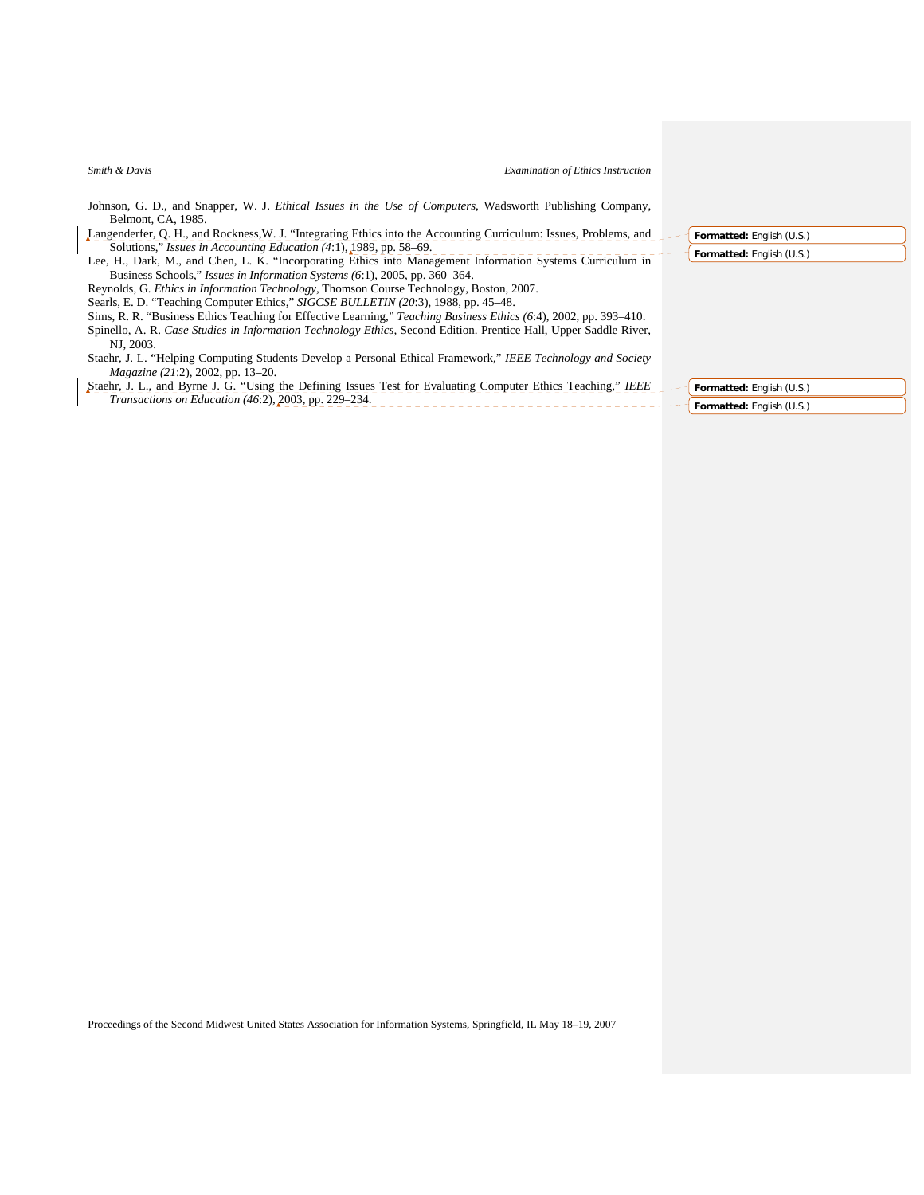Johnson, G. D., and Snapper, W. J. *Ethical Issues in the Use of Computers*, Wadsworth Publishing Company, Belmont, CA, 1985.

Langenderfer, Q. H., and Rockness,W. J. "Integrating Ethics into the Accounting Curriculum: Issues, Problems, and Solutions," *Issues in Accounting Education (4*:1), 1989, pp. 58–69.

Lee, H., Dark, M., and Chen, L. K. "Incorporating Ethics into Management Information Systems Curriculum in Business Schools," *Issues in Information Systems (6*:1), 2005, pp. 360–364.

Reynolds, G. *Ethics in Information Technology*, Thomson Course Technology, Boston, 2007.

Searls, E. D. "Teaching Computer Ethics," *SIGCSE BULLETIN (20*:3), 1988, pp. 45–48.

Sims, R. R. "Business Ethics Teaching for Effective Learning," *Teaching Business Ethics (6*:4), 2002, pp. 393–410.

Spinello, A. R. *Case Studies in Information Technology Ethics*, Second Edition. Prentice Hall, Upper Saddle River, NJ, 2003.

Staehr, J. L. "Helping Computing Students Develop a Personal Ethical Framework," *IEEE Technology and Society Magazine (21*:2), 2002, pp. 13–20.

Staehr, J. L., and Byrne J. G. "Using the Defining Issues Test for Evaluating Computer Ethics Teaching," *IEEE Transactions on Education (46*:2), 2003, pp. 229–234.